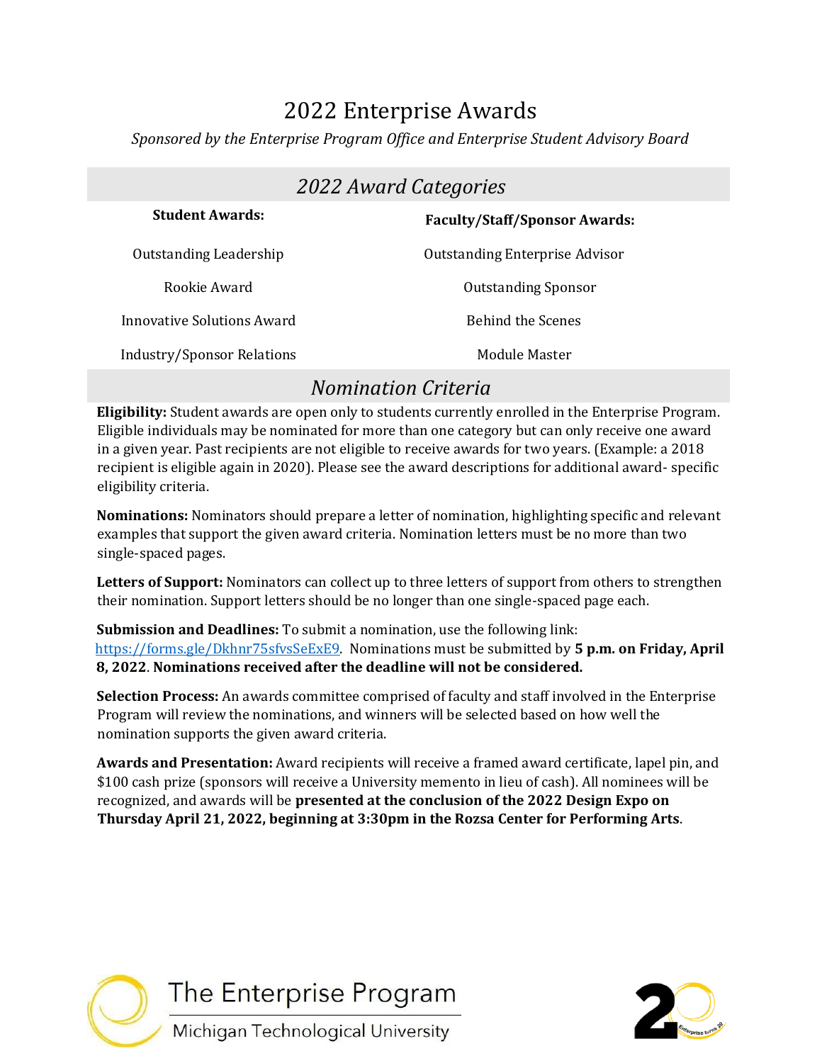# 2022 Enterprise Awards

*Sponsored by the Enterprise Program Office and Enterprise Student Advisory Board*

## *2022 Award Categories*

| **Student Awards:** | **Faculty/Staff/Sponsor Awards:** |
|---|---|
| Outstanding Leadership | Outstanding Enterprise Advisor |
| Rookie Award | Outstanding Sponsor |
| Innovative Solutions Award | Behind the Scenes |
| Industry/Sponsor Relations | Module Master |

## *Nomination Criteria*

**Eligibility:** Student awards are open only to students currently enrolled in the Enterprise Program. Eligible individuals may be nominated for more than one category but can only receive one award in a given year. Past recipients are not eligible to receive awards for two years. (Example: a 2018 recipient is eligible again in 2020). Please see the award descriptions for additional award- specific eligibility criteria.

**Nominations:** Nominators should prepare a letter of nomination, highlighting specific and relevant examples that support the given award criteria. Nomination letters must be no more than two single-spaced pages.

**Letters of Support:** Nominators can collect up to three letters of support from others to strengthen their nomination. Support letters should be no longer than one single-spaced page each.

**Submission and Deadlines:** To submit a nomination, use the following link: https://forms.gle/Dkhnr75sfvsSeExE9. Nominations must be submitted by **5 p.m. on Friday, April 8, 2022**. **Nominations received after the deadline will not be considered.**

**Selection Process:** An awards committee comprised of faculty and staff involved in the Enterprise Program will review the nominations, and winners will be selected based on how well the nomination supports the given award criteria.

**Awards and Presentation:** Award recipients will receive a framed award certificate, lapel pin, and $100 cash prize (sponsors will receive a University memento in lieu of cash). All nominees will be recognized, and awards will be **presented at the conclusion of the 2022 Design Expo on Thursday April 21, 2022, beginning at 3:30pm in the Rozsa Center for Performing Arts**.

The Enterprise Program
Michigan Technological University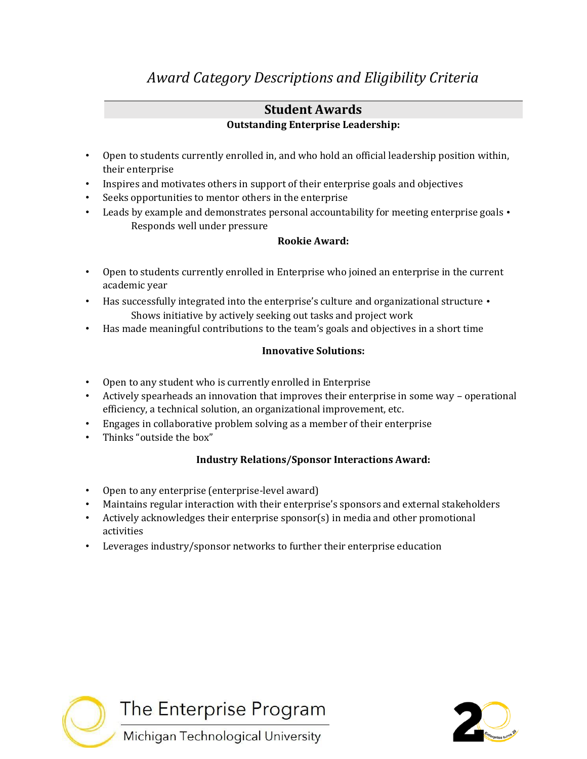# *Award Category Descriptions and Eligibility Criteria*

## Student Awards

### Outstanding Enterprise Leadership:

- Open to students currently enrolled in, and who hold an official leadership position within, their enterprise
- Inspires and motivates others in support of their enterprise goals and objectives
- Seeks opportunities to mentor others in the enterprise
- Leads by example and demonstrates personal accountability for meeting enterprise goals
- Responds well under pressure

### Rookie Award:

- Open to students currently enrolled in Enterprise who joined an enterprise in the current academic year
- Has successfully integrated into the enterprise's culture and organizational structure
- Shows initiative by actively seeking out tasks and project work
- Has made meaningful contributions to the team's goals and objectives in a short time

### Innovative Solutions:

- Open to any student who is currently enrolled in Enterprise
- Actively spearheads an innovation that improves their enterprise in some way – operational efficiency, a technical solution, an organizational improvement, etc.
- Engages in collaborative problem solving as a member of their enterprise
- Thinks "outside the box"

### Industry Relations/Sponsor Interactions Award:

- Open to any enterprise (enterprise-level award)
- Maintains regular interaction with their enterprise's sponsors and external stakeholders
- Actively acknowledges their enterprise sponsor(s) in media and other promotional activities
- Leverages industry/sponsor networks to further their enterprise education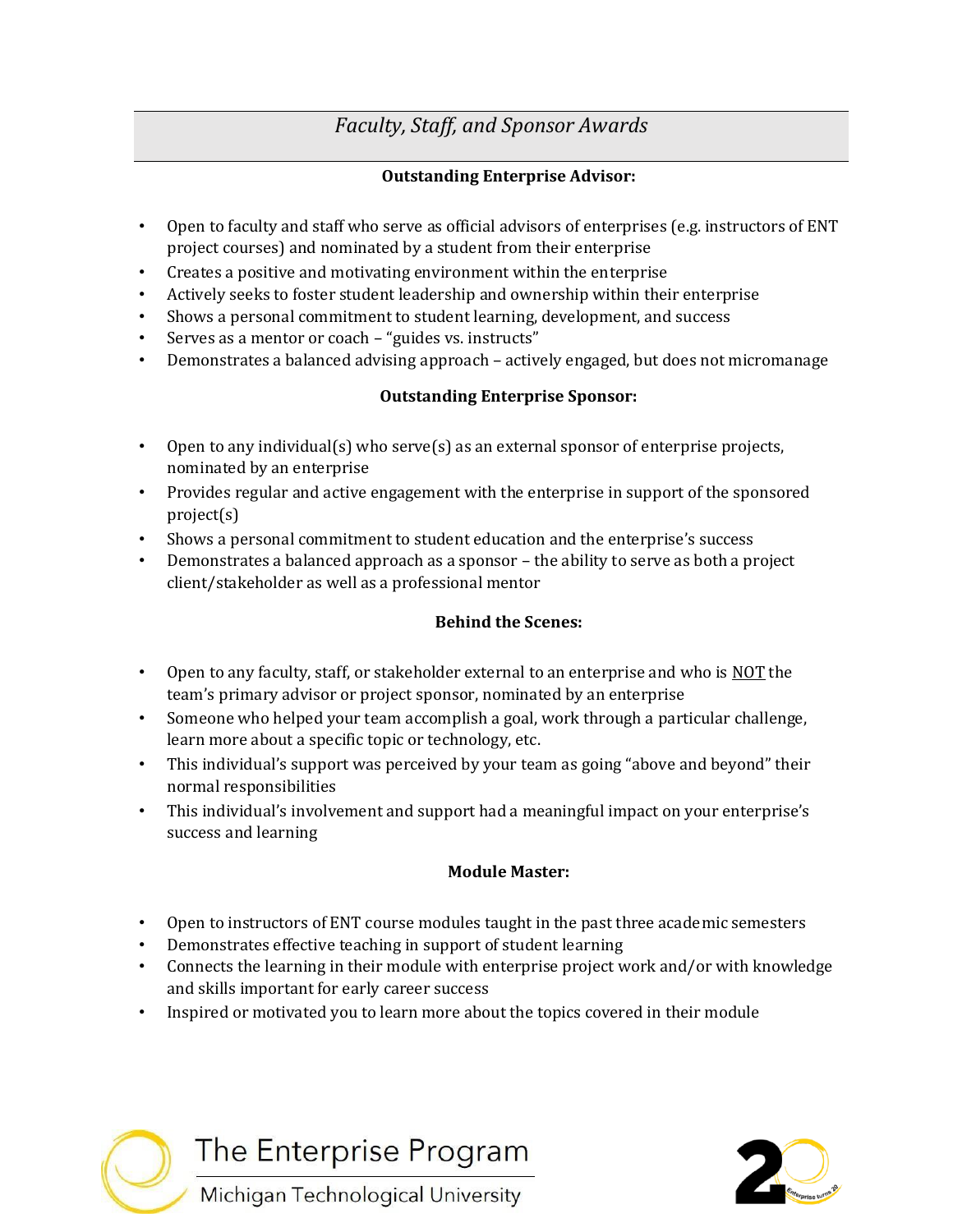## *Faculty, Staff, and Sponsor Awards*

### Outstanding Enterprise Advisor:

- Open to faculty and staff who serve as official advisors of enterprises (e.g. instructors of ENT project courses) and nominated by a student from their enterprise
- Creates a positive and motivating environment within the enterprise
- Actively seeks to foster student leadership and ownership within their enterprise
- Shows a personal commitment to student learning, development, and success
- Serves as a mentor or coach – "guides vs. instructs"
- Demonstrates a balanced advising approach – actively engaged, but does not micromanage

### Outstanding Enterprise Sponsor:

- Open to any individual(s) who serve(s) as an external sponsor of enterprise projects, nominated by an enterprise
- Provides regular and active engagement with the enterprise in support of the sponsored project(s)
- Shows a personal commitment to student education and the enterprise's success
- Demonstrates a balanced approach as a sponsor – the ability to serve as both a project client/stakeholder as well as a professional mentor

### Behind the Scenes:

- Open to any faculty, staff, or stakeholder external to an enterprise and who is <u>NOT</u> the team's primary advisor or project sponsor, nominated by an enterprise
- Someone who helped your team accomplish a goal, work through a particular challenge, learn more about a specific topic or technology, etc.
- This individual's support was perceived by your team as going "above and beyond" their normal responsibilities
- This individual's involvement and support had a meaningful impact on your enterprise's success and learning

### Module Master:

- Open to instructors of ENT course modules taught in the past three academic semesters
- Demonstrates effective teaching in support of student learning
- Connects the learning in their module with enterprise project work and/or with knowledge and skills important for early career success
- Inspired or motivated you to learn more about the topics covered in their module